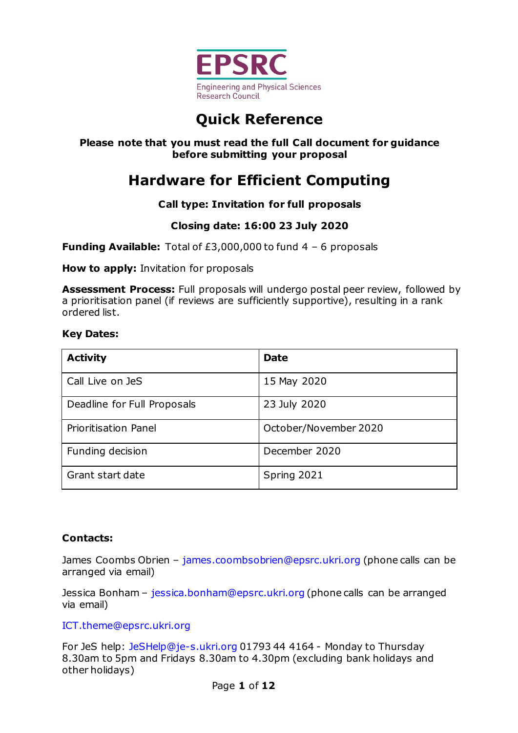EPSRC

Engineering and Physical Sciences Research Council

# Quick Reference

**Please note that you must read the full Call document for guidance before submitting your proposal**

# Hardware for Efficient Computing

**Call type: Invitation for full proposals**

**Closing date: 16:00 23 July 2020**

**Funding Available:** Total of £3,000,000 to fund 4 – 6 proposals

**How to apply:** Invitation for proposals

**Assessment Process:** Full proposals will undergo postal peer review, followed by a prioritisation panel (if reviews are sufficiently supportive), resulting in a rank ordered list.

**Key Dates:**

| Activity | Date |
|---|---|
| Call Live on JeS | 15 May 2020 |
| Deadline for Full Proposals | 23 July 2020 |
| Prioritisation Panel | October/November 2020 |
| Funding decision | December 2020 |
| Grant start date | Spring 2021 |

**Contacts:**

James Coombs Obrien – james.coombsobrien@epsrc.ukri.org (phone calls can be arranged via email)

Jessica Bonham – jessica.bonham@epsrc.ukri.org (phone calls can be arranged via email)

ICT.theme@epsrc.ukri.org

For JeS help: JeSHelp@je-s.ukri.org 01793 44 4164 - Monday to Thursday 8.30am to 5pm and Fridays 8.30am to 4.30pm (excluding bank holidays and other holidays)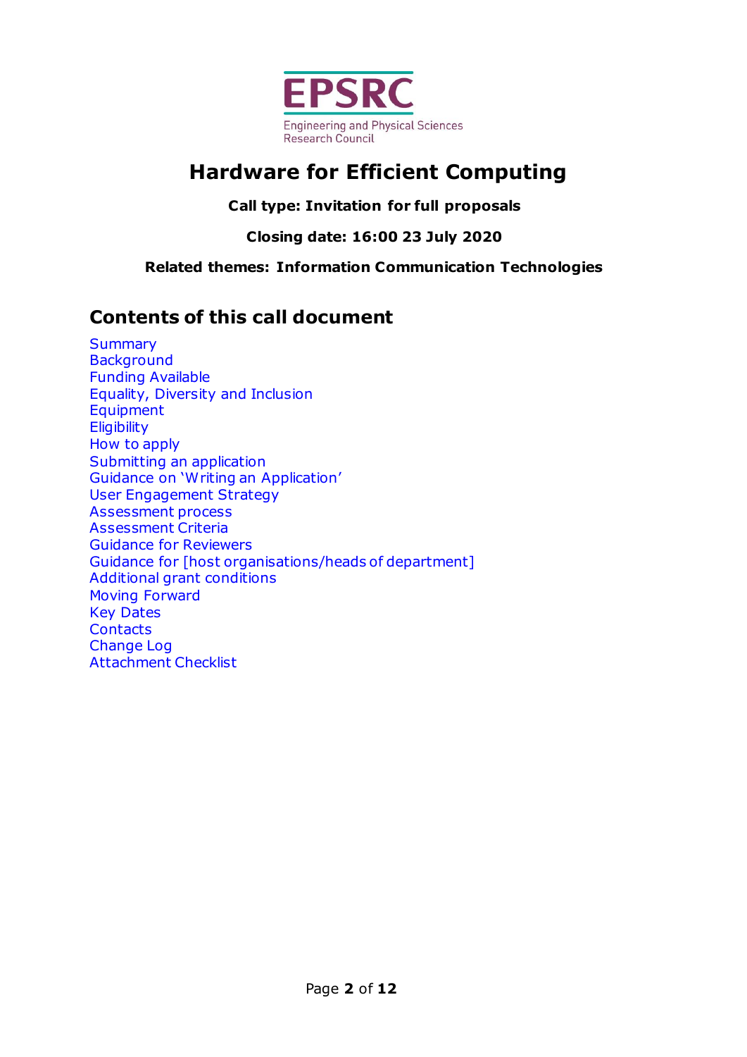EPSRC

Engineering and Physical Sciences Research Council

# Hardware for Efficient Computing

**Call type: Invitation for full proposals**

**Closing date: 16:00 23 July 2020**

**Related themes: Information Communication Technologies**

## Contents of this call document

Summary
Background
Funding Available
Equality, Diversity and Inclusion
Equipment
Eligibility
How to apply
Submitting an application
Guidance on 'Writing an Application'
User Engagement Strategy
Assessment process
Assessment Criteria
Guidance for Reviewers
Guidance for [host organisations/heads of department]
Additional grant conditions
Moving Forward
Key Dates
Contacts
Change Log
Attachment Checklist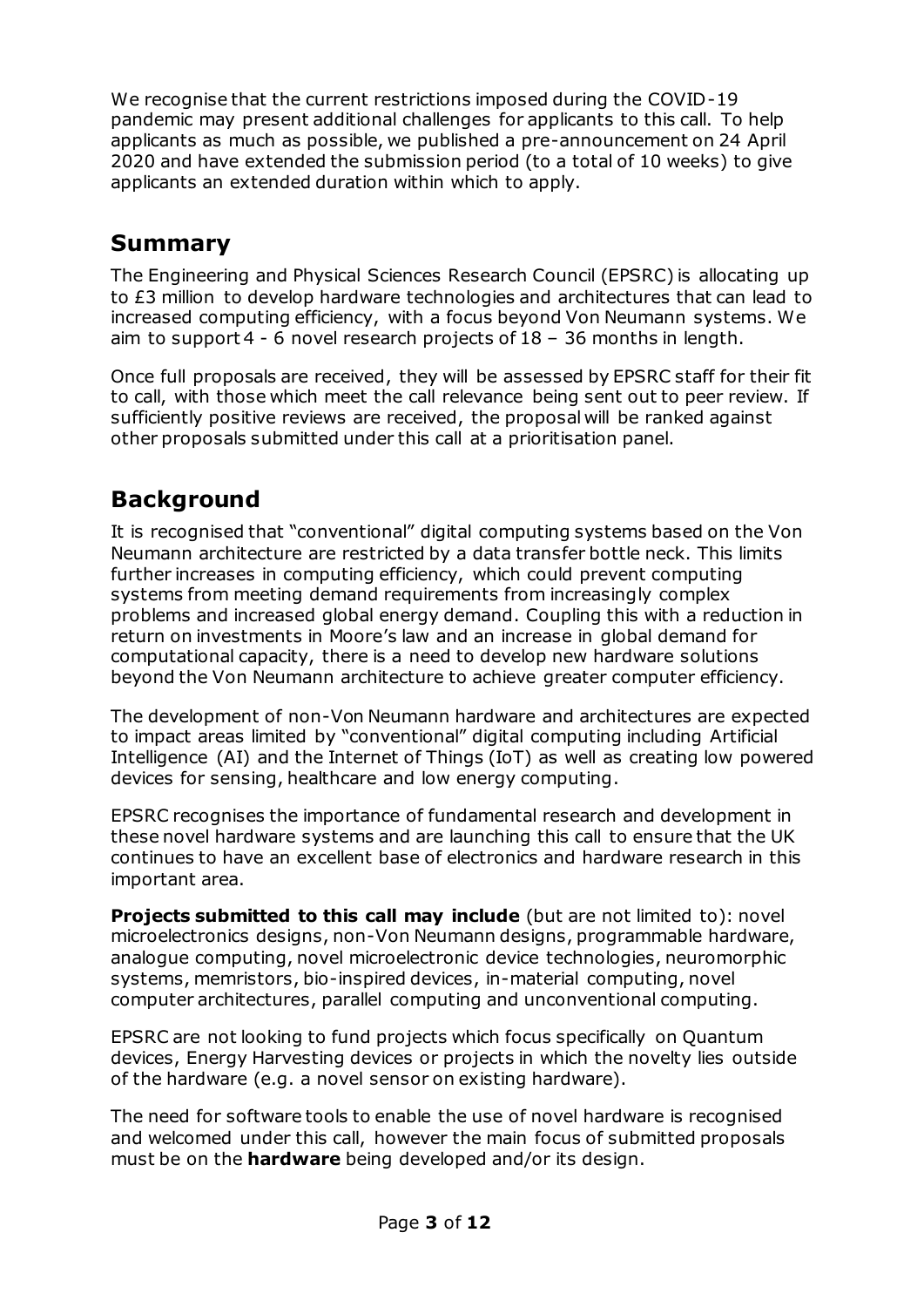We recognise that the current restrictions imposed during the COVID-19 pandemic may present additional challenges for applicants to this call. To help applicants as much as possible, we published a pre-announcement on 24 April 2020 and have extended the submission period (to a total of 10 weeks) to give applicants an extended duration within which to apply.

## Summary

The Engineering and Physical Sciences Research Council (EPSRC) is allocating up to £3 million to develop hardware technologies and architectures that can lead to increased computing efficiency, with a focus beyond Von Neumann systems. We aim to support 4 - 6 novel research projects of 18 – 36 months in length.

Once full proposals are received, they will be assessed by EPSRC staff for their fit to call, with those which meet the call relevance being sent out to peer review. If sufficiently positive reviews are received, the proposal will be ranked against other proposals submitted under this call at a prioritisation panel.

## Background

It is recognised that "conventional" digital computing systems based on the Von Neumann architecture are restricted by a data transfer bottle neck. This limits further increases in computing efficiency, which could prevent computing systems from meeting demand requirements from increasingly complex problems and increased global energy demand. Coupling this with a reduction in return on investments in Moore's law and an increase in global demand for computational capacity, there is a need to develop new hardware solutions beyond the Von Neumann architecture to achieve greater computer efficiency.

The development of non-Von Neumann hardware and architectures are expected to impact areas limited by "conventional" digital computing including Artificial Intelligence (AI) and the Internet of Things (IoT) as well as creating low powered devices for sensing, healthcare and low energy computing.

EPSRC recognises the importance of fundamental research and development in these novel hardware systems and are launching this call to ensure that the UK continues to have an excellent base of electronics and hardware research in this important area.

**Projects submitted to this call may include** (but are not limited to): novel microelectronics designs, non-Von Neumann designs, programmable hardware, analogue computing, novel microelectronic device technologies, neuromorphic systems, memristors, bio-inspired devices, in-material computing, novel computer architectures, parallel computing and unconventional computing.

EPSRC are not looking to fund projects which focus specifically on Quantum devices, Energy Harvesting devices or projects in which the novelty lies outside of the hardware (e.g. a novel sensor on existing hardware).

The need for software tools to enable the use of novel hardware is recognised and welcomed under this call, however the main focus of submitted proposals must be on the **hardware** being developed and/or its design.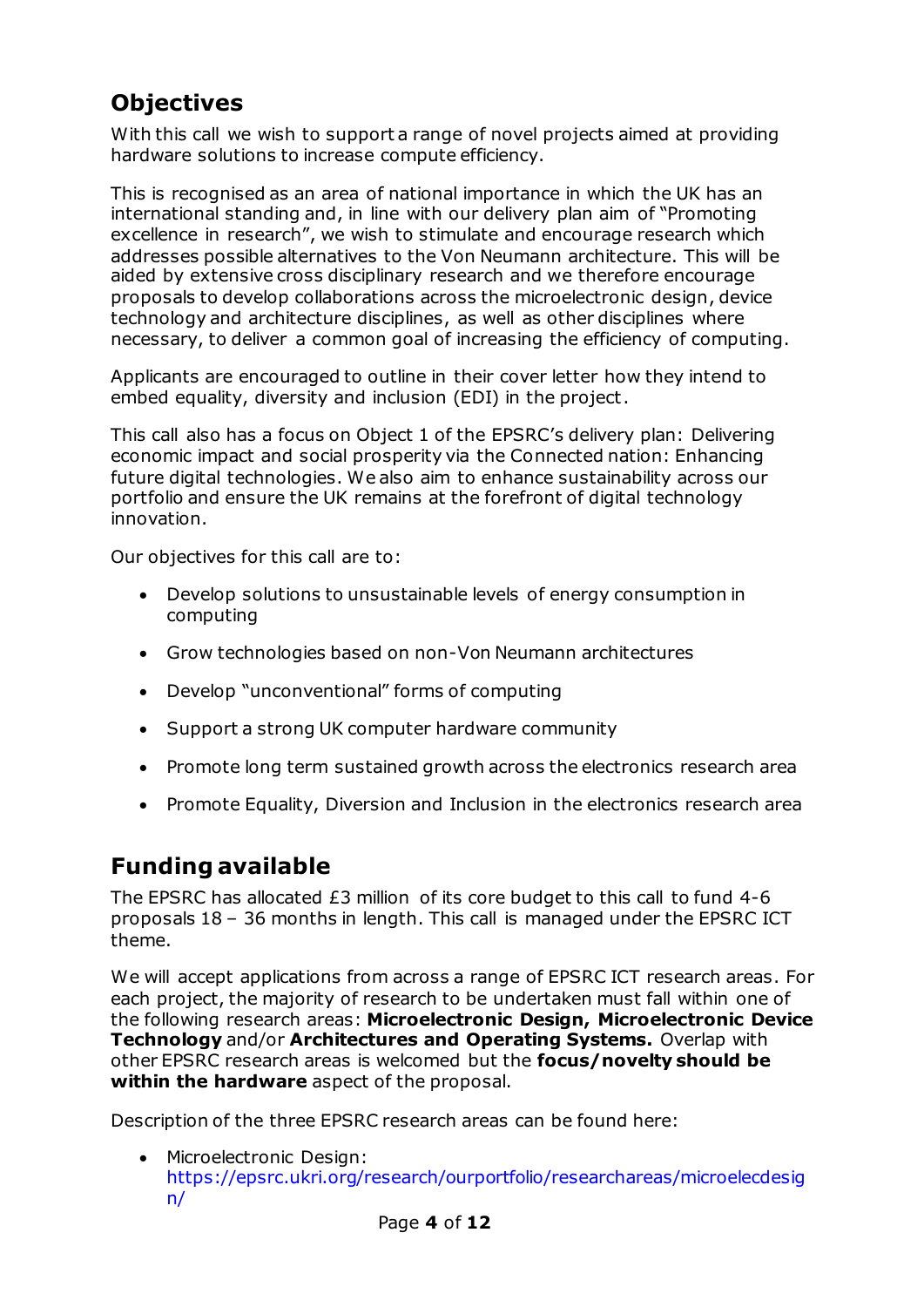## Objectives

With this call we wish to support a range of novel projects aimed at providing hardware solutions to increase compute efficiency.

This is recognised as an area of national importance in which the UK has an international standing and, in line with our delivery plan aim of "Promoting excellence in research", we wish to stimulate and encourage research which addresses possible alternatives to the Von Neumann architecture. This will be aided by extensive cross disciplinary research and we therefore encourage proposals to develop collaborations across the microelectronic design, device technology and architecture disciplines, as well as other disciplines where necessary, to deliver a common goal of increasing the efficiency of computing.

Applicants are encouraged to outline in their cover letter how they intend to embed equality, diversity and inclusion (EDI) in the project.

This call also has a focus on Object 1 of the EPSRC's delivery plan: Delivering economic impact and social prosperity via the Connected nation: Enhancing future digital technologies. We also aim to enhance sustainability across our portfolio and ensure the UK remains at the forefront of digital technology innovation.

Our objectives for this call are to:

- Develop solutions to unsustainable levels of energy consumption in computing
- Grow technologies based on non-Von Neumann architectures
- Develop "unconventional" forms of computing
- Support a strong UK computer hardware community
- Promote long term sustained growth across the electronics research area
- Promote Equality, Diversion and Inclusion in the electronics research area

## Funding available

The EPSRC has allocated £3 million of its core budget to this call to fund 4-6 proposals 18 – 36 months in length. This call is managed under the EPSRC ICT theme.

We will accept applications from across a range of EPSRC ICT research areas. For each project, the majority of research to be undertaken must fall within one of the following research areas: **Microelectronic Design, Microelectronic Device Technology** and/or **Architectures and Operating Systems.** Overlap with other EPSRC research areas is welcomed but the **focus/novelty should be within the hardware** aspect of the proposal.

Description of the three EPSRC research areas can be found here:

- Microelectronic Design: https://epsrc.ukri.org/research/ourportfolio/researchareas/microelecdesign/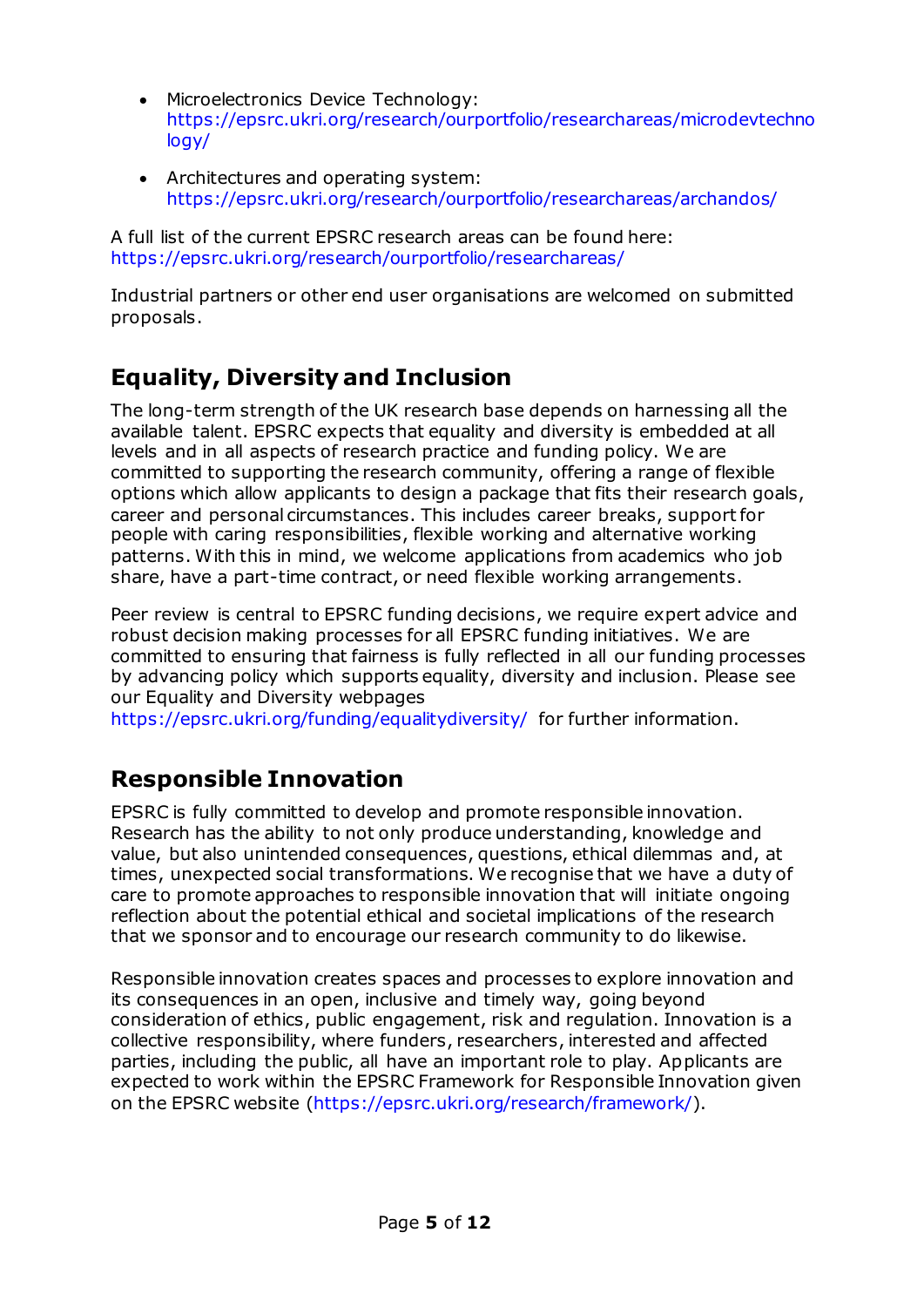- Microelectronics Device Technology: https://epsrc.ukri.org/research/ourportfolio/researchareas/microdevtechnology/
- Architectures and operating system: https://epsrc.ukri.org/research/ourportfolio/researchareas/archandos/

A full list of the current EPSRC research areas can be found here: https://epsrc.ukri.org/research/ourportfolio/researchareas/

Industrial partners or other end user organisations are welcomed on submitted proposals.

## Equality, Diversity and Inclusion

The long-term strength of the UK research base depends on harnessing all the available talent. EPSRC expects that equality and diversity is embedded at all levels and in all aspects of research practice and funding policy. We are committed to supporting the research community, offering a range of flexible options which allow applicants to design a package that fits their research goals, career and personal circumstances. This includes career breaks, support for people with caring responsibilities, flexible working and alternative working patterns. With this in mind, we welcome applications from academics who job share, have a part-time contract, or need flexible working arrangements.

Peer review is central to EPSRC funding decisions, we require expert advice and robust decision making processes for all EPSRC funding initiatives. We are committed to ensuring that fairness is fully reflected in all our funding processes by advancing policy which supports equality, diversity and inclusion. Please see our Equality and Diversity webpages https://epsrc.ukri.org/funding/equalitydiversity/ for further information.

## Responsible Innovation

EPSRC is fully committed to develop and promote responsible innovation. Research has the ability to not only produce understanding, knowledge and value, but also unintended consequences, questions, ethical dilemmas and, at times, unexpected social transformations. We recognise that we have a duty of care to promote approaches to responsible innovation that will initiate ongoing reflection about the potential ethical and societal implications of the research that we sponsor and to encourage our research community to do likewise.

Responsible innovation creates spaces and processes to explore innovation and its consequences in an open, inclusive and timely way, going beyond consideration of ethics, public engagement, risk and regulation. Innovation is a collective responsibility, where funders, researchers, interested and affected parties, including the public, all have an important role to play. Applicants are expected to work within the EPSRC Framework for Responsible Innovation given on the EPSRC website (https://epsrc.ukri.org/research/framework/).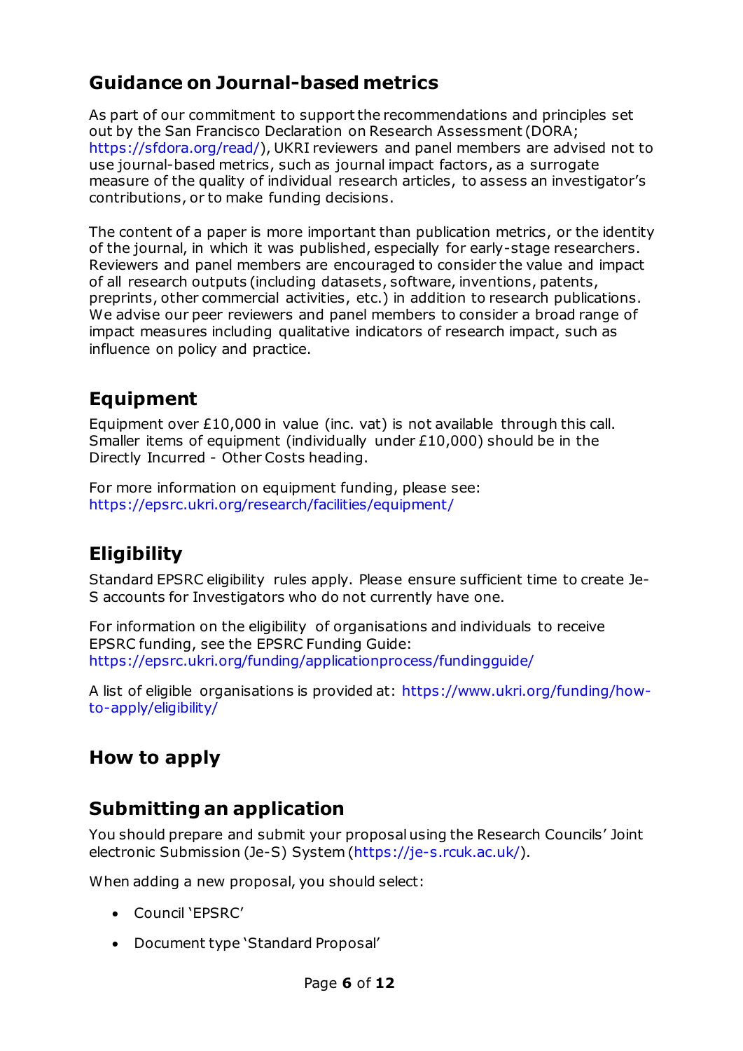## Guidance on Journal-based metrics

As part of our commitment to support the recommendations and principles set out by the San Francisco Declaration on Research Assessment (DORA; https://sfdora.org/read/), UKRI reviewers and panel members are advised not to use journal-based metrics, such as journal impact factors, as a surrogate measure of the quality of individual research articles, to assess an investigator's contributions, or to make funding decisions.

The content of a paper is more important than publication metrics, or the identity of the journal, in which it was published, especially for early-stage researchers. Reviewers and panel members are encouraged to consider the value and impact of all research outputs (including datasets, software, inventions, patents, preprints, other commercial activities, etc.) in addition to research publications. We advise our peer reviewers and panel members to consider a broad range of impact measures including qualitative indicators of research impact, such as influence on policy and practice.

## Equipment

Equipment over £10,000 in value (inc. vat) is not available through this call. Smaller items of equipment (individually under £10,000) should be in the Directly Incurred - Other Costs heading.

For more information on equipment funding, please see: https://epsrc.ukri.org/research/facilities/equipment/

## Eligibility

Standard EPSRC eligibility rules apply. Please ensure sufficient time to create Je-S accounts for Investigators who do not currently have one.

For information on the eligibility of organisations and individuals to receive EPSRC funding, see the EPSRC Funding Guide: https://epsrc.ukri.org/funding/applicationprocess/fundingguide/

A list of eligible organisations is provided at: https://www.ukri.org/funding/how-to-apply/eligibility/

## How to apply

## Submitting an application

You should prepare and submit your proposal using the Research Councils' Joint electronic Submission (Je-S) System (https://je-s.rcuk.ac.uk/).

When adding a new proposal, you should select:

- Council 'EPSRC'
- Document type 'Standard Proposal'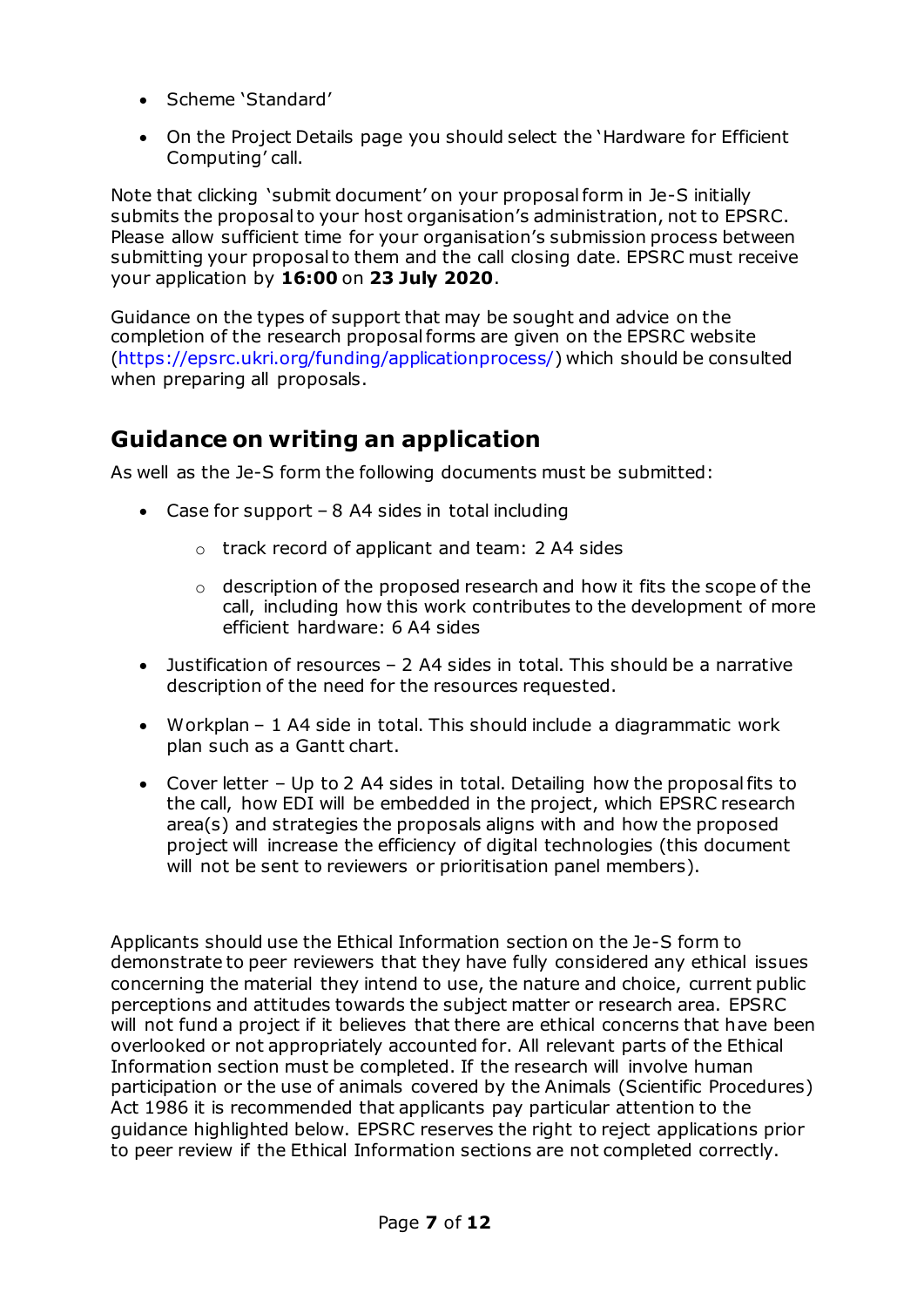- Scheme 'Standard'
- On the Project Details page you should select the 'Hardware for Efficient Computing' call.

Note that clicking 'submit document' on your proposal form in Je-S initially submits the proposal to your host organisation's administration, not to EPSRC. Please allow sufficient time for your organisation's submission process between submitting your proposal to them and the call closing date. EPSRC must receive your application by **16:00** on **23 July 2020**.

Guidance on the types of support that may be sought and advice on the completion of the research proposal forms are given on the EPSRC website (https://epsrc.ukri.org/funding/applicationprocess/) which should be consulted when preparing all proposals.

## Guidance on writing an application

As well as the Je-S form the following documents must be submitted:

- Case for support – 8 A4 sides in total including
  - track record of applicant and team: 2 A4 sides
  - description of the proposed research and how it fits the scope of the call, including how this work contributes to the development of more efficient hardware: 6 A4 sides
- Justification of resources – 2 A4 sides in total. This should be a narrative description of the need for the resources requested.
- Workplan – 1 A4 side in total. This should include a diagrammatic work plan such as a Gantt chart.
- Cover letter – Up to 2 A4 sides in total. Detailing how the proposal fits to the call, how EDI will be embedded in the project, which EPSRC research area(s) and strategies the proposals aligns with and how the proposed project will increase the efficiency of digital technologies (this document will not be sent to reviewers or prioritisation panel members).

Applicants should use the Ethical Information section on the Je-S form to demonstrate to peer reviewers that they have fully considered any ethical issues concerning the material they intend to use, the nature and choice, current public perceptions and attitudes towards the subject matter or research area. EPSRC will not fund a project if it believes that there are ethical concerns that have been overlooked or not appropriately accounted for. All relevant parts of the Ethical Information section must be completed. If the research will involve human participation or the use of animals covered by the Animals (Scientific Procedures) Act 1986 it is recommended that applicants pay particular attention to the guidance highlighted below. EPSRC reserves the right to reject applications prior to peer review if the Ethical Information sections are not completed correctly.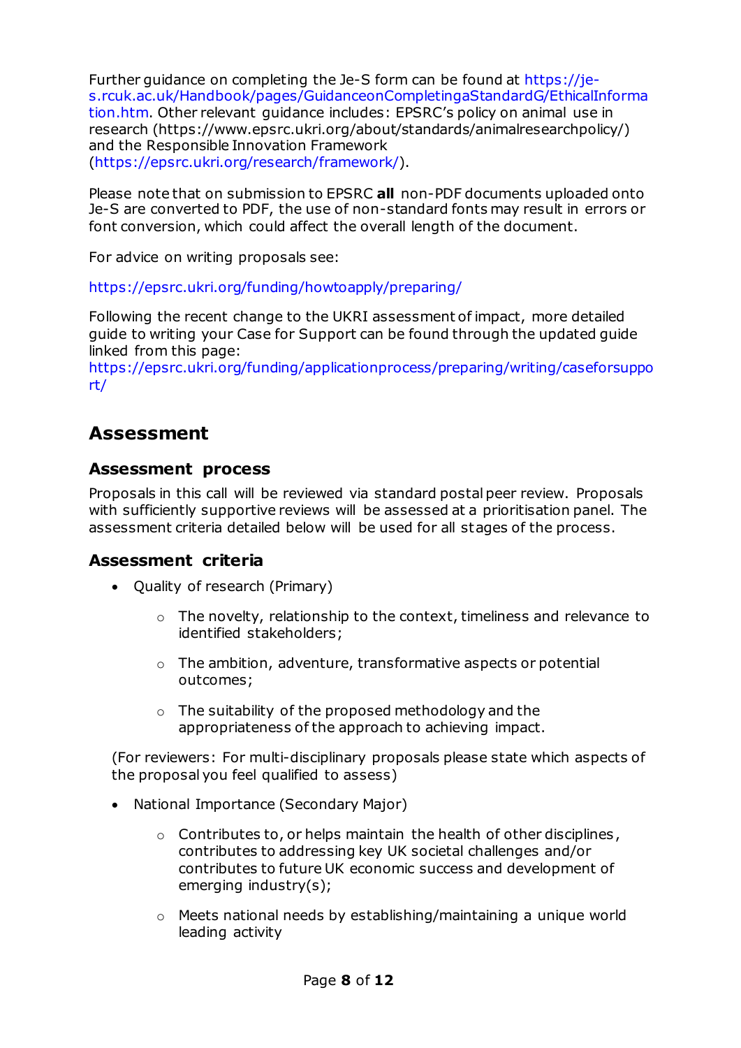Further guidance on completing the Je-S form can be found at https://je-s.rcuk.ac.uk/Handbook/pages/GuidanceonCompletingaStandardG/EthicalInformation.htm. Other relevant guidance includes: EPSRC's policy on animal use in research (https://www.epsrc.ukri.org/about/standards/animalresearchpolicy/) and the Responsible Innovation Framework (https://epsrc.ukri.org/research/framework/).

Please note that on submission to EPSRC **all** non-PDF documents uploaded onto Je-S are converted to PDF, the use of non-standard fonts may result in errors or font conversion, which could affect the overall length of the document.

For advice on writing proposals see:

https://epsrc.ukri.org/funding/howtoapply/preparing/

Following the recent change to the UKRI assessment of impact, more detailed guide to writing your Case for Support can be found through the updated guide linked from this page:
https://epsrc.ukri.org/funding/applicationprocess/preparing/writing/caseforsupport/

## Assessment

### Assessment process

Proposals in this call will be reviewed via standard postal peer review. Proposals with sufficiently supportive reviews will be assessed at a prioritisation panel. The assessment criteria detailed below will be used for all stages of the process.

### Assessment criteria

- Quality of research (Primary)
  - The novelty, relationship to the context, timeliness and relevance to identified stakeholders;
  - The ambition, adventure, transformative aspects or potential outcomes;
  - The suitability of the proposed methodology and the appropriateness of the approach to achieving impact.

(For reviewers: For multi-disciplinary proposals please state which aspects of the proposal you feel qualified to assess)

- National Importance (Secondary Major)
  - Contributes to, or helps maintain the health of other disciplines, contributes to addressing key UK societal challenges and/or contributes to future UK economic success and development of emerging industry(s);
  - Meets national needs by establishing/maintaining a unique world leading activity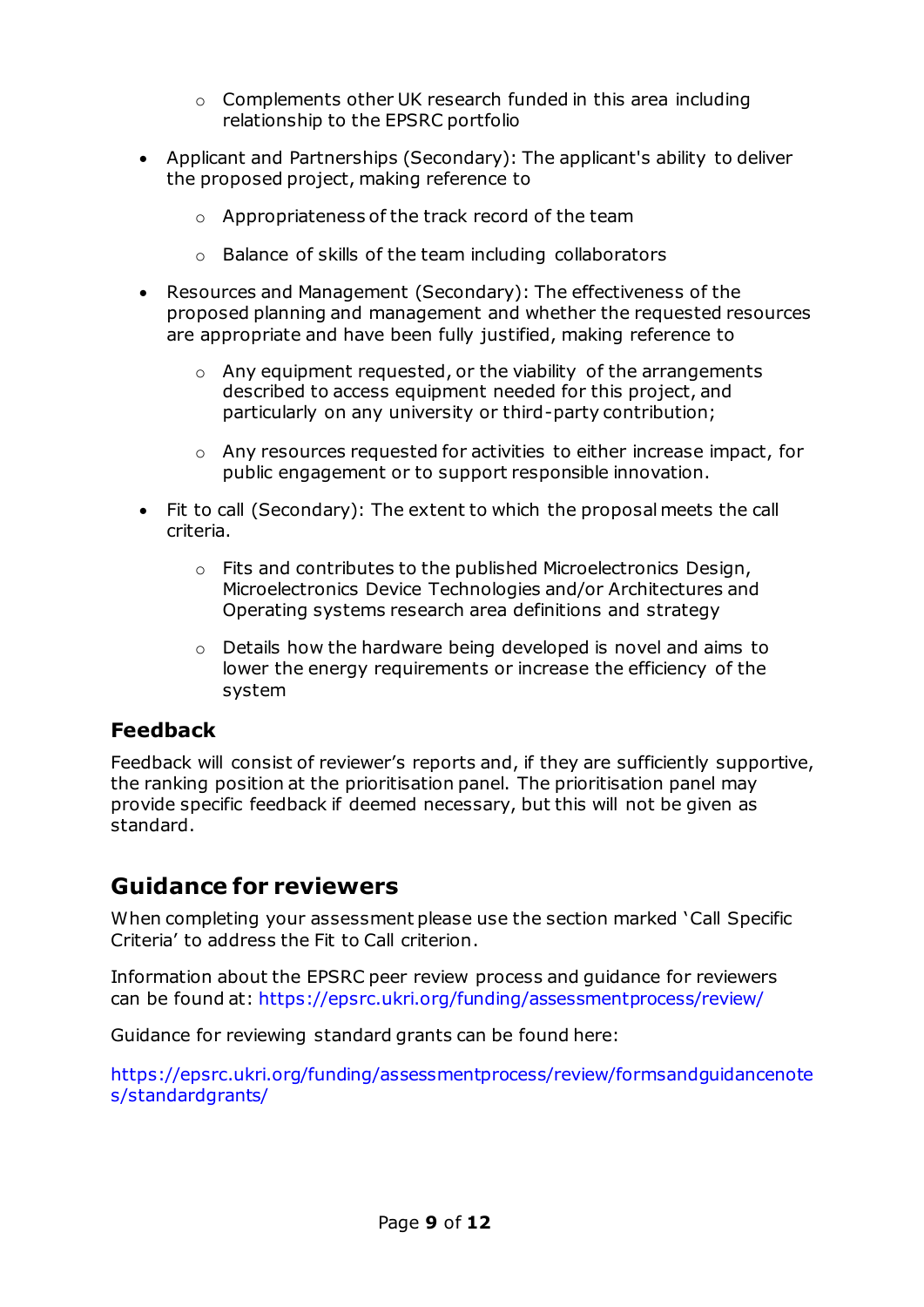- Complements other UK research funded in this area including relationship to the EPSRC portfolio

- Applicant and Partnerships (Secondary): The applicant's ability to deliver the proposed project, making reference to
    - Appropriateness of the track record of the team
    - Balance of skills of the team including collaborators

- Resources and Management (Secondary): The effectiveness of the proposed planning and management and whether the requested resources are appropriate and have been fully justified, making reference to
    - Any equipment requested, or the viability of the arrangements described to access equipment needed for this project, and particularly on any university or third-party contribution;
    - Any resources requested for activities to either increase impact, for public engagement or to support responsible innovation.

- Fit to call (Secondary): The extent to which the proposal meets the call criteria.
    - Fits and contributes to the published Microelectronics Design, Microelectronics Device Technologies and/or Architectures and Operating systems research area definitions and strategy
    - Details how the hardware being developed is novel and aims to lower the energy requirements or increase the efficiency of the system

### Feedback

Feedback will consist of reviewer's reports and, if they are sufficiently supportive, the ranking position at the prioritisation panel. The prioritisation panel may provide specific feedback if deemed necessary, but this will not be given as standard.

## Guidance for reviewers

When completing your assessment please use the section marked 'Call Specific Criteria' to address the Fit to Call criterion.

Information about the EPSRC peer review process and guidance for reviewers can be found at: https://epsrc.ukri.org/funding/assessmentprocess/review/

Guidance for reviewing standard grants can be found here:

https://epsrc.ukri.org/funding/assessmentprocess/review/formsandguidancenotes/standardgrants/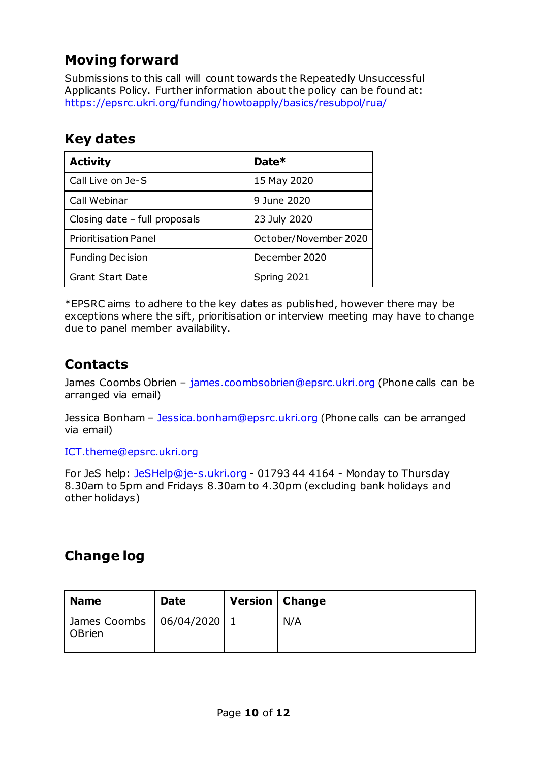## Moving forward

Submissions to this call will count towards the Repeatedly Unsuccessful Applicants Policy. Further information about the policy can be found at: https://epsrc.ukri.org/funding/howtoapply/basics/resubpol/rua/

## Key dates

| Activity | Date* |
|---|---|
| Call Live on Je-S | 15 May 2020 |
| Call Webinar | 9 June 2020 |
| Closing date – full proposals | 23 July 2020 |
| Prioritisation Panel | October/November 2020 |
| Funding Decision | December 2020 |
| Grant Start Date | Spring 2021 |

*EPSRC aims to adhere to the key dates as published, however there may be exceptions where the sift, prioritisation or interview meeting may have to change due to panel member availability.

## Contacts

James Coombs Obrien – james.coombsobrien@epsrc.ukri.org (Phone calls can be arranged via email)

Jessica Bonham – Jessica.bonham@epsrc.ukri.org (Phone calls can be arranged via email)

ICT.theme@epsrc.ukri.org

For JeS help: JeSHelp@je-s.ukri.org - 01793 44 4164 - Monday to Thursday 8.30am to 5pm and Fridays 8.30am to 4.30pm (excluding bank holidays and other holidays)

## Change log

| Name | Date | Version | Change |
|---|---|---|---|
| James Coombs OBrien | 06/04/2020 | 1 | N/A |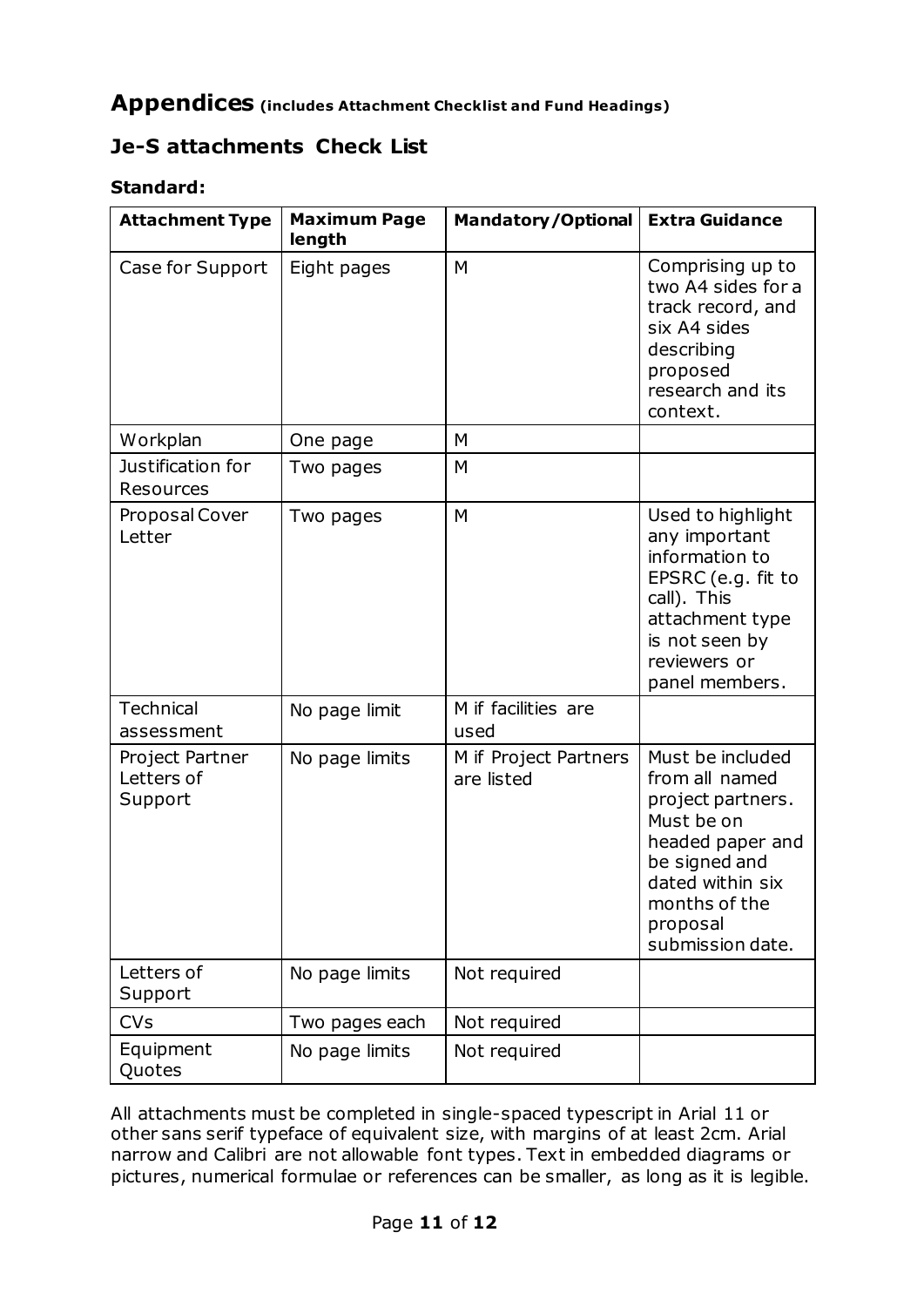# Appendices **(includes Attachment Checklist and Fund Headings)**

## Je-S attachments Check List

### Standard:

| Attachment Type | Maximum Page length | Mandatory/Optional | Extra Guidance |
|---|---|---|---|
| Case for Support | Eight pages | M | Comprising up to two A4 sides for a track record, and six A4 sides describing proposed research and its context. |
| Workplan | One page | M | |
| Justification for Resources | Two pages | M | |
| Proposal Cover Letter | Two pages | M | Used to highlight any important information to EPSRC (e.g. fit to call). This attachment type is not seen by reviewers or panel members. |
| Technical assessment | No page limit | M if facilities are used | |
| Project Partner Letters of Support | No page limits | M if Project Partners are listed | Must be included from all named project partners. Must be on headed paper and be signed and dated within six months of the proposal submission date. |
| Letters of Support | No page limits | Not required | |
| CVs | Two pages each | Not required | |
| Equipment Quotes | No page limits | Not required | |

All attachments must be completed in single-spaced typescript in Arial 11 or other sans serif typeface of equivalent size, with margins of at least 2cm. Arial narrow and Calibri are not allowable font types. Text in embedded diagrams or pictures, numerical formulae or references can be smaller, as long as it is legible.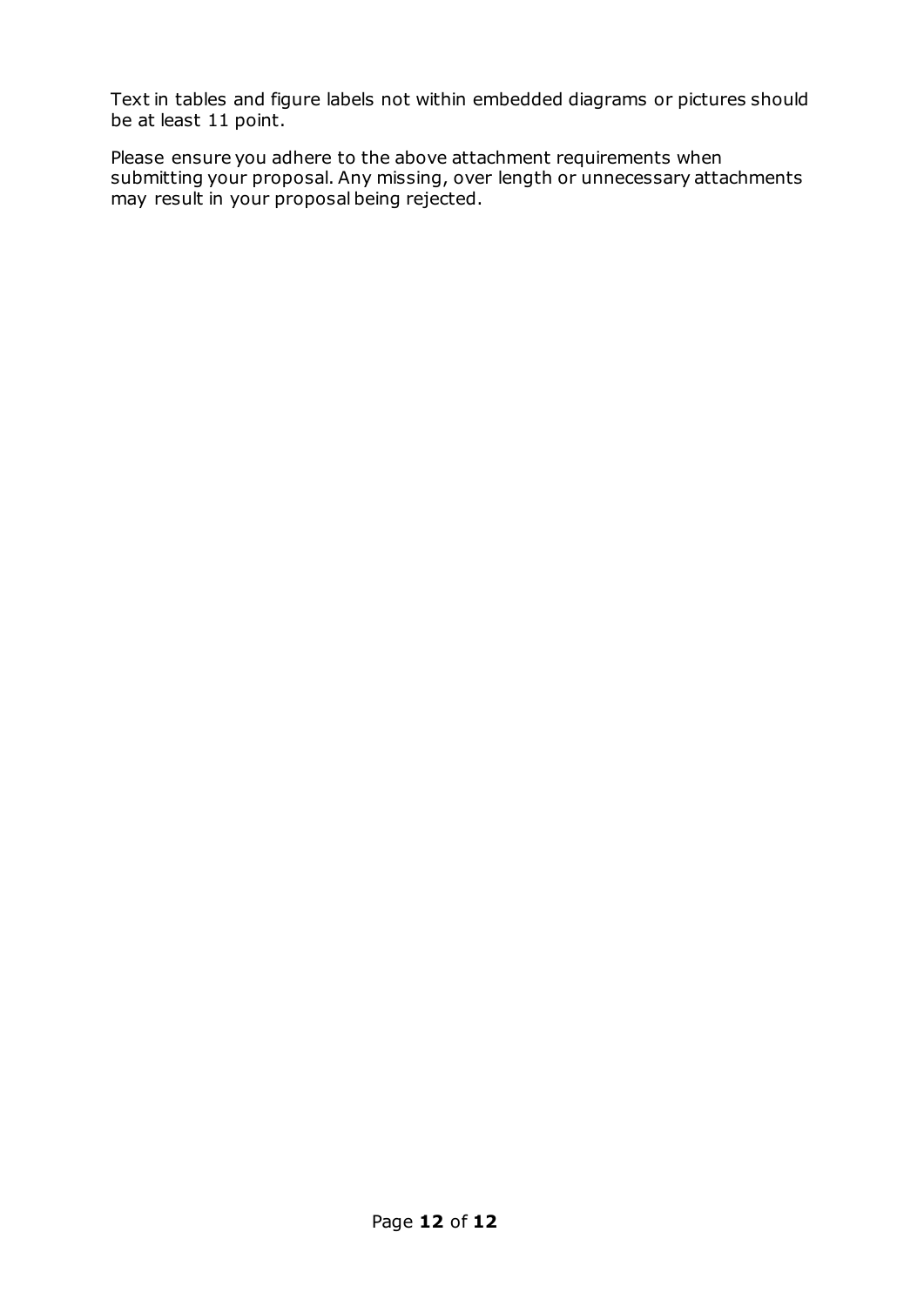Text in tables and figure labels not within embedded diagrams or pictures should be at least 11 point.

Please ensure you adhere to the above attachment requirements when submitting your proposal. Any missing, over length or unnecessary attachments may result in your proposal being rejected.